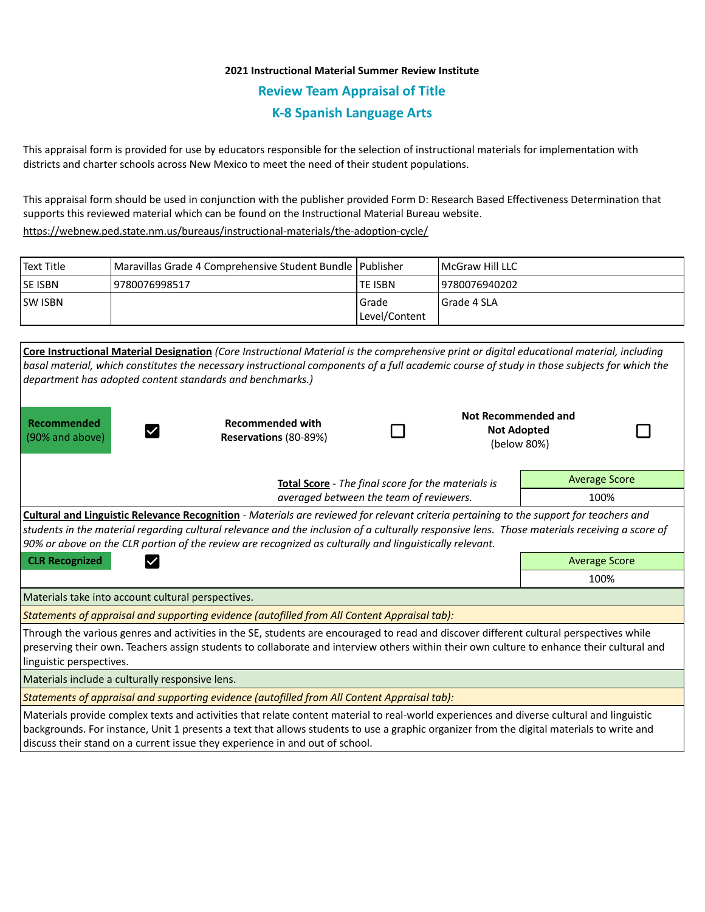**2021 Instructional Material Summer Review Institute**

## Review Team Appraisal of Title

## K-8 Spanish Language Arts

This appraisal form is provided for use by educators responsible for the selection of instructional materials for implementation with districts and charter schools across New Mexico to meet the need of their student populations.

This appraisal form should be used in conjunction with the publisher provided Form D: Research Based Effectiveness Determination that supports this reviewed material which can be found on the Instructional Material Bureau website.

https://webnew.ped.state.nm.us/bureaus/instructional-materials/the-adoption-cycle/

| Text Title | Maravillas Grade 4 Comprehensive Student Bundle | Publisher | McGraw Hill LLC |
|---|---|---|---|
| SE ISBN | 9780076998517 | TE ISBN | 9780076940202 |
| SW ISBN | | Grade Level/Content | Grade 4 SLA |

**Core Instructional Material Designation** *(Core Instructional Material is the comprehensive print or digital educational material, including basal material, which constitutes the necessary instructional components of a full academic course of study in those subjects for which the department has adopted content standards and benchmarks.)*

| **Recommended** (90% and above) | ☑ | **Recommended with Reservations** (80-89%) | ☐ | **Not Recommended and Not Adopted** (below 80%) | ☐ |
|---|---|---|---|---|---|

**Total Score** - *The final score for the materials is averaged between the team of reviewers.*

| Average Score |
|---|
| 100% |

**Cultural and Linguistic Relevance Recognition** - *Materials are reviewed for relevant criteria pertaining to the support for teachers and students in the material regarding cultural relevance and the inclusion of a culturally responsive lens. Those materials receiving a score of 90% or above on the CLR portion of the review are recognized as culturally and linguistically relevant.*

**CLR Recognized** ☑

| Average Score |
|---|
| 100% |

Materials take into account cultural perspectives.

*Statements of appraisal and supporting evidence (autofilled from All Content Appraisal tab):*

Through the various genres and activities in the SE, students are encouraged to read and discover different cultural perspectives while preserving their own. Teachers assign students to collaborate and interview others within their own culture to enhance their cultural and linguistic perspectives.

Materials include a culturally responsive lens.

*Statements of appraisal and supporting evidence (autofilled from All Content Appraisal tab):*

Materials provide complex texts and activities that relate content material to real-world experiences and diverse cultural and linguistic backgrounds. For instance, Unit 1 presents a text that allows students to use a graphic organizer from the digital materials to write and discuss their stand on a current issue they experience in and out of school.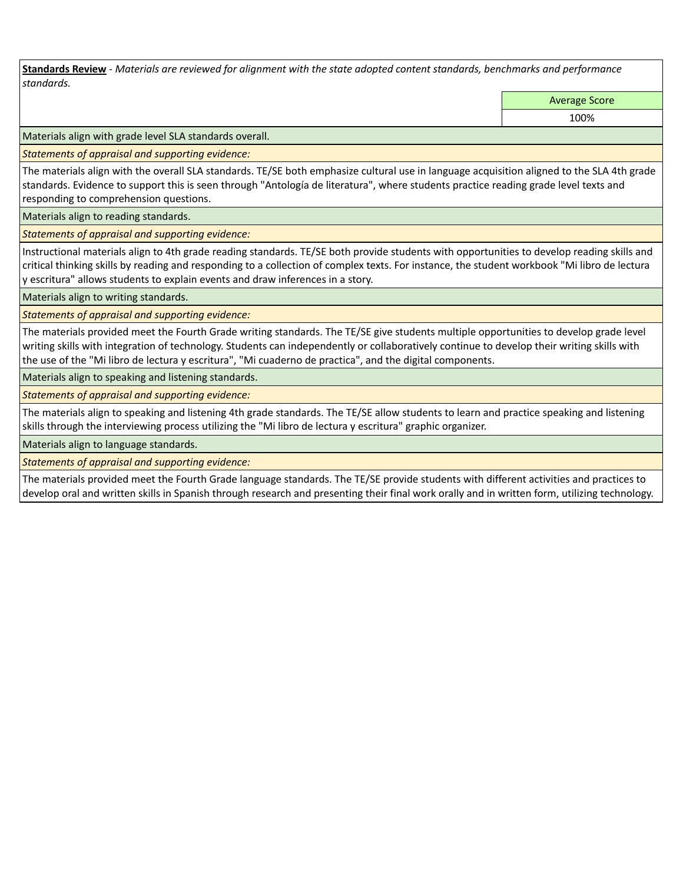**Standards Review** - *Materials are reviewed for alignment with the state adopted content standards, benchmarks and performance standards.*

| | Average Score |
|---|---|
| | 100% |

Materials align with grade level SLA standards overall.

*Statements of appraisal and supporting evidence:*

The materials align with the overall SLA standards. TE/SE both emphasize cultural use in language acquisition aligned to the SLA 4th grade standards. Evidence to support this is seen through "Antología de literatura", where students practice reading grade level texts and responding to comprehension questions.

Materials align to reading standards.

*Statements of appraisal and supporting evidence:*

Instructional materials align to 4th grade reading standards. TE/SE both provide students with opportunities to develop reading skills and critical thinking skills by reading and responding to a collection of complex texts. For instance, the student workbook "Mi libro de lectura y escritura" allows students to explain events and draw inferences in a story.

Materials align to writing standards.

*Statements of appraisal and supporting evidence:*

The materials provided meet the Fourth Grade writing standards. The TE/SE give students multiple opportunities to develop grade level writing skills with integration of technology. Students can independently or collaboratively continue to develop their writing skills with the use of the "Mi libro de lectura y escritura", "Mi cuaderno de practica", and the digital components.

Materials align to speaking and listening standards.

*Statements of appraisal and supporting evidence:*

The materials align to speaking and listening 4th grade standards. The TE/SE allow students to learn and practice speaking and listening skills through the interviewing process utilizing the "Mi libro de lectura y escritura" graphic organizer.

Materials align to language standards.

*Statements of appraisal and supporting evidence:*

The materials provided meet the Fourth Grade language standards. The TE/SE provide students with different activities and practices to develop oral and written skills in Spanish through research and presenting their final work orally and in written form, utilizing technology.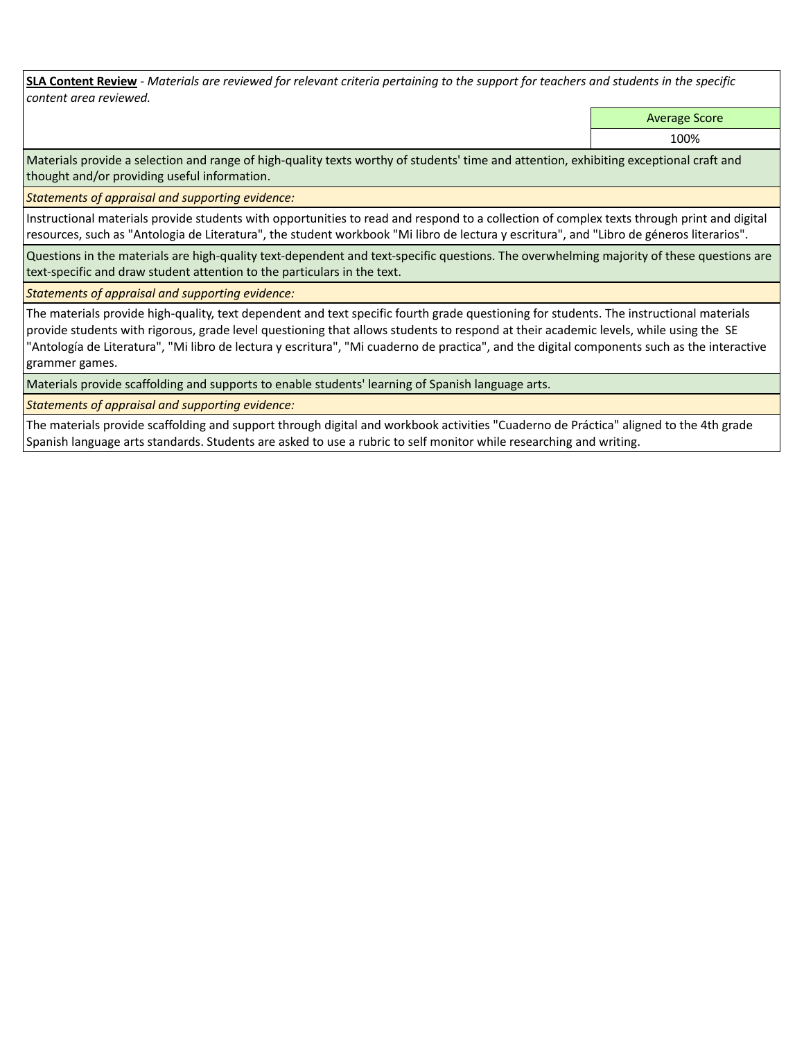**SLA Content Review** - *Materials are reviewed for relevant criteria pertaining to the support for teachers and students in the specific content area reviewed.*

| | Average Score |
|---|---|
| | 100% |

Materials provide a selection and range of high-quality texts worthy of students' time and attention, exhibiting exceptional craft and thought and/or providing useful information.

*Statements of appraisal and supporting evidence:*

Instructional materials provide students with opportunities to read and respond to a collection of complex texts through print and digital resources, such as "Antologia de Literatura", the student workbook "Mi libro de lectura y escritura", and "Libro de géneros literarios".

Questions in the materials are high-quality text-dependent and text-specific questions. The overwhelming majority of these questions are text-specific and draw student attention to the particulars in the text.

*Statements of appraisal and supporting evidence:*

The materials provide high-quality, text dependent and text specific fourth grade questioning for students. The instructional materials provide students with rigorous, grade level questioning that allows students to respond at their academic levels, while using the SE "Antología de Literatura", "Mi libro de lectura y escritura", "Mi cuaderno de practica", and the digital components such as the interactive grammer games.

Materials provide scaffolding and supports to enable students' learning of Spanish language arts.

*Statements of appraisal and supporting evidence:*

The materials provide scaffolding and support through digital and workbook activities "Cuaderno de Práctica" aligned to the 4th grade Spanish language arts standards. Students are asked to use a rubric to self monitor while researching and writing.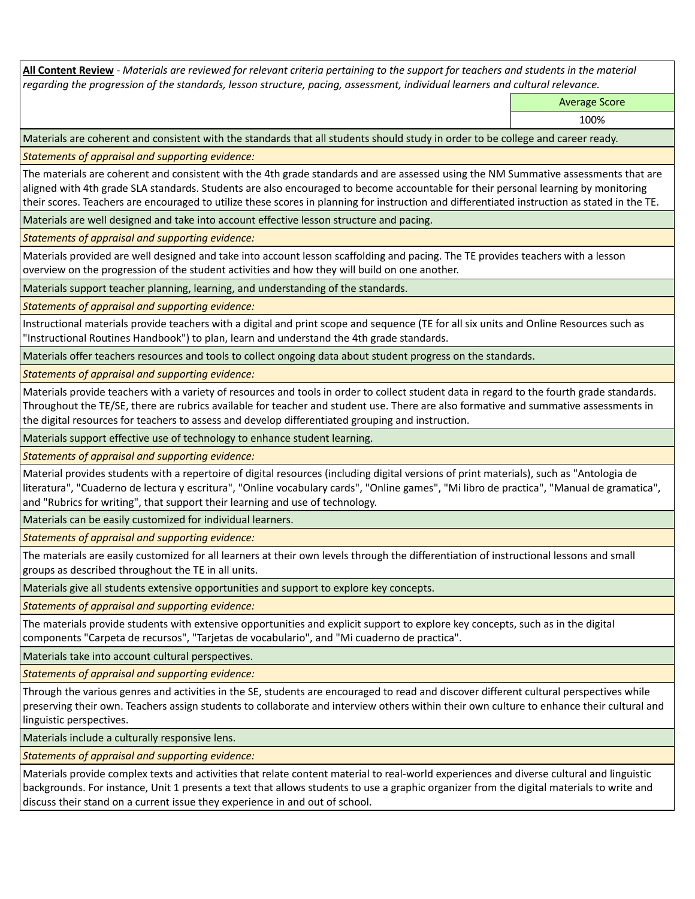**<u>All Content Review</u>** - *Materials are reviewed for relevant criteria pertaining to the support for teachers and students in the material regarding the progression of the standards, lesson structure, pacing, assessment, individual learners and cultural relevance.*

| | Average Score |
|---|---|
| | 100% |

Materials are coherent and consistent with the standards that all students should study in order to be college and career ready.

*Statements of appraisal and supporting evidence:*

The materials are coherent and consistent with the 4th grade standards and are assessed using the NM Summative assessments that are aligned with 4th grade SLA standards. Students are also encouraged to become accountable for their personal learning by monitoring their scores. Teachers are encouraged to utilize these scores in planning for instruction and differentiated instruction as stated in the TE.

Materials are well designed and take into account effective lesson structure and pacing.

*Statements of appraisal and supporting evidence:*

Materials provided are well designed and take into account lesson scaffolding and pacing. The TE provides teachers with a lesson overview on the progression of the student activities and how they will build on one another.

Materials support teacher planning, learning, and understanding of the standards.

*Statements of appraisal and supporting evidence:*

Instructional materials provide teachers with a digital and print scope and sequence (TE for all six units and Online Resources such as "Instructional Routines Handbook") to plan, learn and understand the 4th grade standards.

Materials offer teachers resources and tools to collect ongoing data about student progress on the standards.

*Statements of appraisal and supporting evidence:*

Materials provide teachers with a variety of resources and tools in order to collect student data in regard to the fourth grade standards. Throughout the TE/SE, there are rubrics available for teacher and student use. There are also formative and summative assessments in the digital resources for teachers to assess and develop differentiated grouping and instruction.

Materials support effective use of technology to enhance student learning.

*Statements of appraisal and supporting evidence:*

Material provides students with a repertoire of digital resources (including digital versions of print materials), such as "Antologia de literatura", "Cuaderno de lectura y escritura", "Online vocabulary cards", "Online games", "Mi libro de practica", "Manual de gramatica", and "Rubrics for writing", that support their learning and use of technology.

Materials can be easily customized for individual learners.

*Statements of appraisal and supporting evidence:*

The materials are easily customized for all learners at their own levels through the differentiation of instructional lessons and small groups as described throughout the TE in all units.

Materials give all students extensive opportunities and support to explore key concepts.

*Statements of appraisal and supporting evidence:*

The materials provide students with extensive opportunities and explicit support to explore key concepts, such as in the digital components "Carpeta de recursos", "Tarjetas de vocabulario", and "Mi cuaderno de practica".

Materials take into account cultural perspectives.

*Statements of appraisal and supporting evidence:*

Through the various genres and activities in the SE, students are encouraged to read and discover different cultural perspectives while preserving their own. Teachers assign students to collaborate and interview others within their own culture to enhance their cultural and linguistic perspectives.

Materials include a culturally responsive lens.

*Statements of appraisal and supporting evidence:*

Materials provide complex texts and activities that relate content material to real-world experiences and diverse cultural and linguistic backgrounds. For instance, Unit 1 presents a text that allows students to use a graphic organizer from the digital materials to write and discuss their stand on a current issue they experience in and out of school.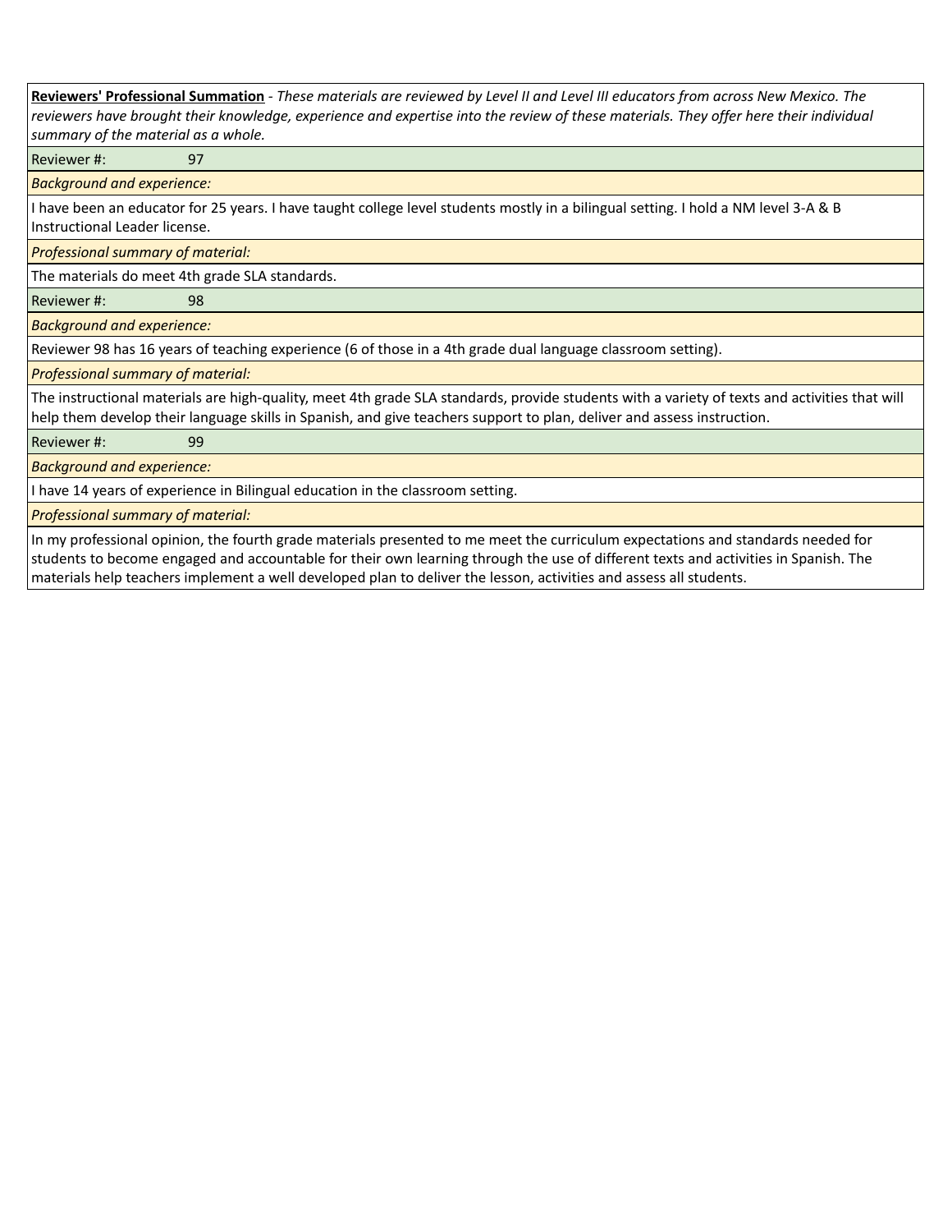**Reviewers' Professional Summation** - *These materials are reviewed by Level II and Level III educators from across New Mexico. The reviewers have brought their knowledge, experience and expertise into the review of these materials. They offer here their individual summary of the material as a whole.*

Reviewer #: 97

*Background and experience:*

I have been an educator for 25 years. I have taught college level students mostly in a bilingual setting. I hold a NM level 3-A & B Instructional Leader license.

*Professional summary of material:*

The materials do meet 4th grade SLA standards.

Reviewer #: 98

*Background and experience:*

Reviewer 98 has 16 years of teaching experience (6 of those in a 4th grade dual language classroom setting).

*Professional summary of material:*

The instructional materials are high-quality, meet 4th grade SLA standards, provide students with a variety of texts and activities that will help them develop their language skills in Spanish, and give teachers support to plan, deliver and assess instruction.

Reviewer #: 99

*Background and experience:*

I have 14 years of experience in Bilingual education in the classroom setting.

*Professional summary of material:*

In my professional opinion, the fourth grade materials presented to me meet the curriculum expectations and standards needed for students to become engaged and accountable for their own learning through the use of different texts and activities in Spanish. The materials help teachers implement a well developed plan to deliver the lesson, activities and assess all students.